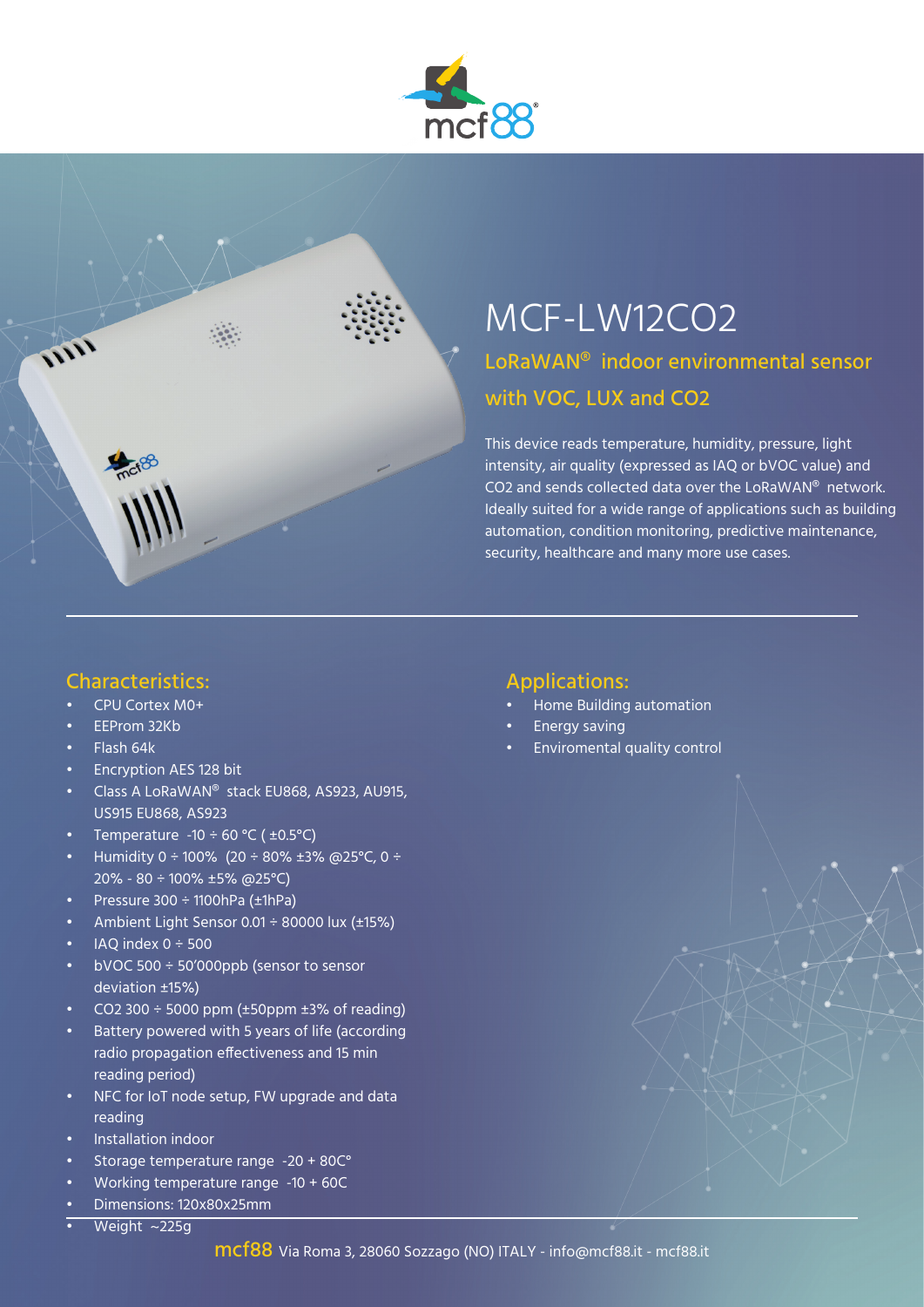# MCF-LW12CO2

## LoRaWAN® indoor environmental sensor with VOC, LUX and CO2

This device reads temperature, humidity, pressure, light intensity, air quality (expressed as IAQ or bVOC value) and CO2 and sends collected data over the LoRaWAN® network. Ideally suited for a wide range of applications such as building automation, condition monitoring, predictive maintenance, security, healthcare and many more use cases.

## Characteristics:

- CPU Cortex M0+
- EEProm 32Kb
- Flash 64k
- Encryption AES 128 bit
- Class A LoRaWAN® stack EU868, AS923, AU915, US915 EU868, AS923
- Temperature -10 ÷ 60 °C ( ±0.5°C)
- Humidity 0 ÷ 100% (20 ÷ 80% ±3% @25°C, 0 ÷ 20% - 80 ÷ 100% ±5% @25°C)
- Pressure 300 ÷ 1100hPa (±1hPa)
- Ambient Light Sensor 0.01 ÷ 80000 lux (±15%)
- IAQ index 0 ÷ 500
- bVOC 500 ÷ 50'000ppb (sensor to sensor deviation ±15%)
- CO2 300 ÷ 5000 ppm (±50ppm ±3% of reading)
- Battery powered with 5 years of life (according radio propagation effectiveness and 15 min reading period)
- NFC for IoT node setup, FW upgrade and data reading
- Installation indoor
- Storage temperature range -20 + 80C°
- Working temperature range -10 + 60C
- Dimensions: 120x80x25mm
- Weight ~225g

## Applications:

- Home Building automation
- Energy saving
- Enviromental quality control

mcf88 Via Roma 3, 28060 Sozzago (NO) ITALY - info@mcf88.it - mcf88.it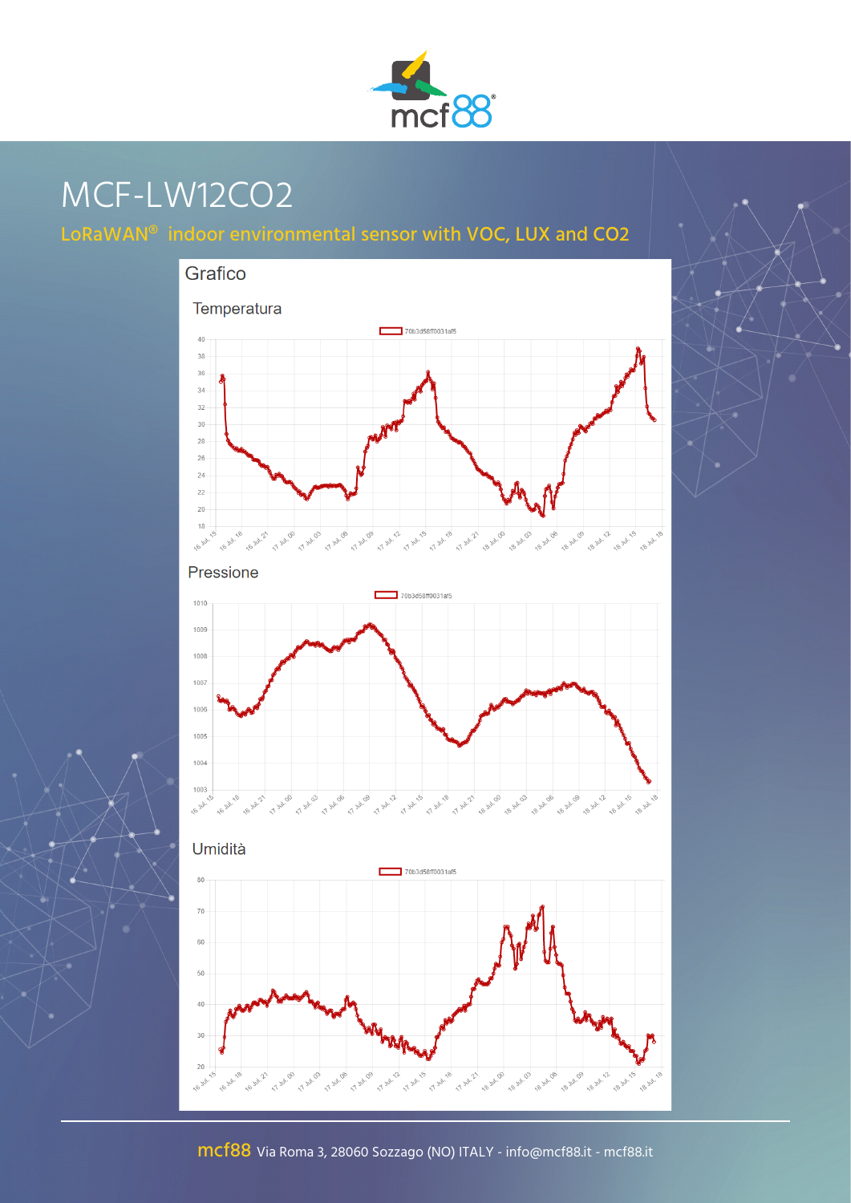# MCF-LW12CO2

LoRaWAN® indoor environmental sensor with VOC, LUX and CO2

## Grafico

### Temperatura

70b3d58ff0031af5

40
38
36
34
32
30
28
26
24
22
20
18

16 Jul, 15 · 16 Jul, 18 · 16 Jul, 21 · 17 Jul, 00 · 17 Jul, 03 · 17 Jul, 06 · 17 Jul, 09 · 17 Jul, 12 · 17 Jul, 15 · 17 Jul, 18 · 17 Jul, 21 · 18 Jul, 00 · 18 Jul, 03 · 18 Jul, 06 · 18 Jul, 09 · 18 Jul, 12 · 18 Jul, 15 · 18 Jul, 18

### Pressione

70b3d58ff0031af5

1010
1009
1008
1007
1006
1005
1004
1003

16 Jul, 15 · 16 Jul, 18 · 16 Jul, 21 · 17 Jul, 00 · 17 Jul, 03 · 17 Jul, 06 · 17 Jul, 09 · 17 Jul, 12 · 17 Jul, 15 · 17 Jul, 18 · 17 Jul, 21 · 18 Jul, 00 · 18 Jul, 03 · 18 Jul, 06 · 18 Jul, 09 · 18 Jul, 12 · 18 Jul, 15 · 18 Jul, 18

### Umidità

70b3d58ff0031af5

80
70
60
50
40
30
20

16 Jul, 15 · 16 Jul, 18 · 16 Jul, 21 · 17 Jul, 00 · 17 Jul, 03 · 17 Jul, 06 · 17 Jul, 09 · 17 Jul, 12 · 17 Jul, 15 · 17 Jul, 18 · 17 Jul, 21 · 18 Jul, 00 · 18 Jul, 03 · 18 Jul, 06 · 18 Jul, 09 · 18 Jul, 12 · 18 Jul, 15 · 18 Jul, 18

**mcf88** Via Roma 3, 28060 Sozzago (NO) ITALY - info@mcf88.it - mcf88.it